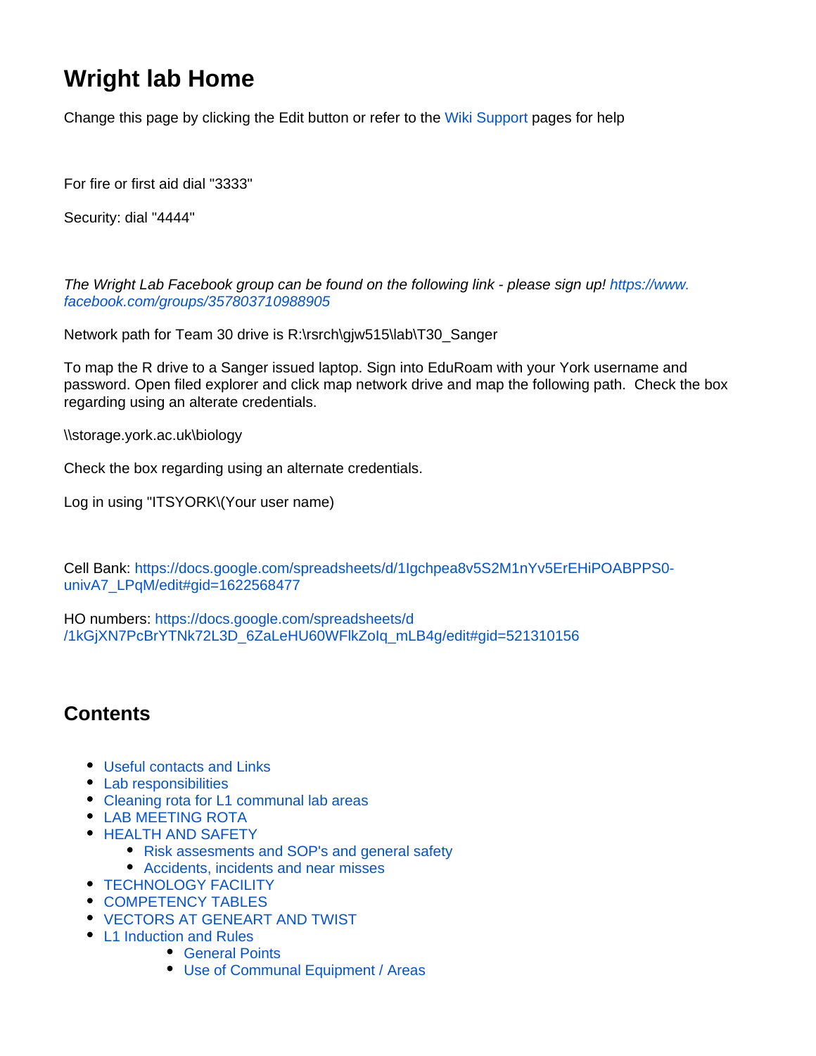# Wright lab Home

Change this page by clicking the Edit button or refer to the Wiki Support pages for help

For fire or first aid dial "3333"

Security: dial "4444"

*The Wright Lab Facebook group can be found on the following link - please sign up! https://www.facebook.com/groups/357803710988905*

Network path for Team 30 drive is R:\rsrch\gjw515\lab\T30_Sanger

To map the R drive to a Sanger issued laptop. Sign into EduRoam with your York username and password. Open filed explorer and click map network drive and map the following path.  Check the box regarding using an alterate credentials.

\\storage.york.ac.uk\biology

Check the box regarding using an alternate credentials.

Log in using "ITSYORK\(Your user name)

Cell Bank: https://docs.google.com/spreadsheets/d/1Igchpea8v5S2M1nYv5ErEHiPOABPPS0-univA7_LPqM/edit#gid=1622568477

HO numbers: https://docs.google.com/spreadsheets/d/1kGjXN7PcBrYTNk72L3D_6ZaLeHU60WFlkZoIq_mLB4g/edit#gid=521310156

## Contents

- Useful contacts and Links
- Lab responsibilities
- Cleaning rota for L1 communal lab areas
- LAB MEETING ROTA
- HEALTH AND SAFETY
  - Risk assesments and SOP's and general safety
  - Accidents, incidents and near misses
- TECHNOLOGY FACILITY
- COMPETENCY TABLES
- VECTORS AT GENEART AND TWIST
- L1 Induction and Rules
    - General Points
    - Use of Communal Equipment / Areas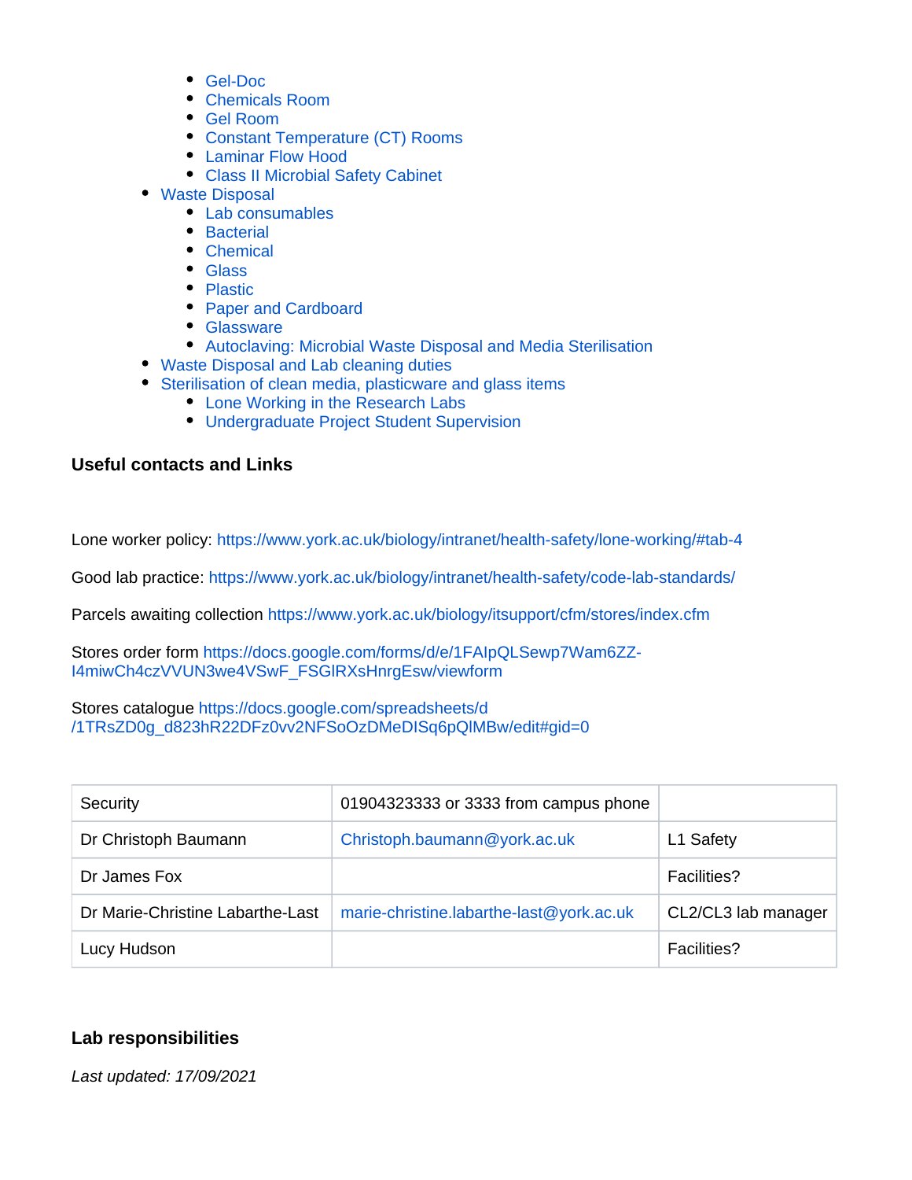- Gel-Doc
    - Chemicals Room
    - Gel Room
    - Constant Temperature (CT) Rooms
    - Laminar Flow Hood
    - Class II Microbial Safety Cabinet
- Waste Disposal
    - Lab consumables
    - Bacterial
    - Chemical
    - Glass
    - Plastic
    - Paper and Cardboard
    - Glassware
    - Autoclaving: Microbial Waste Disposal and Media Sterilisation
- Waste Disposal and Lab cleaning duties
- Sterilisation of clean media, plasticware and glass items
    - Lone Working in the Research Labs
    - Undergraduate Project Student Supervision

### Useful contacts and Links

Lone worker policy: https://www.york.ac.uk/biology/intranet/health-safety/lone-working/#tab-4

Good lab practice: https://www.york.ac.uk/biology/intranet/health-safety/code-lab-standards/

Parcels awaiting collection https://www.york.ac.uk/biology/itsupport/cfm/stores/index.cfm

Stores order form https://docs.google.com/forms/d/e/1FAIpQLSewp7Wam6ZZ-I4miwCh4czVVUN3we4VSwF_FSGlRXsHnrgEsw/viewform

Stores catalogue https://docs.google.com/spreadsheets/d/1TRsZD0g_d823hR22DFz0vv2NFSoOzDMeDISq6pQlMBw/edit#gid=0

| Security | 01904323333 or 3333 from campus phone | |
|---|---|---|
| Dr Christoph Baumann | Christoph.baumann@york.ac.uk | L1 Safety |
| Dr James Fox | | Facilities? |
| Dr Marie-Christine Labarthe-Last | marie-christine.labarthe-last@york.ac.uk | CL2/CL3 lab manager |
| Lucy Hudson | | Facilities? |

### Lab responsibilities

*Last updated: 17/09/2021*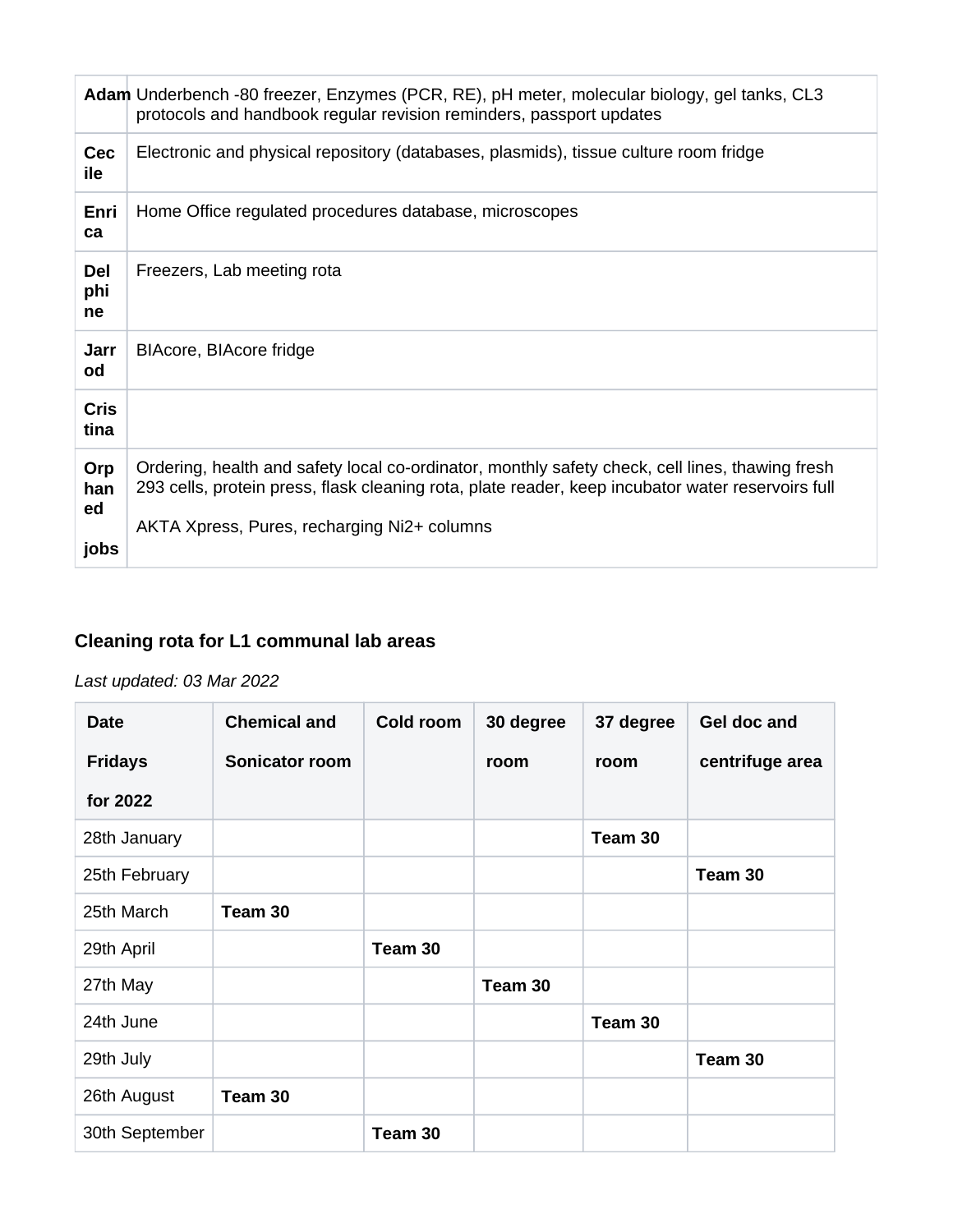| | |
|---|---|
| **Adam** | Underbench -80 freezer, Enzymes (PCR, RE), pH meter, molecular biology, gel tanks, CL3 protocols and handbook regular revision reminders, passport updates |
| **Cecile** | Electronic and physical repository (databases, plasmids), tissue culture room fridge |
| **Enrica** | Home Office regulated procedures database, microscopes |
| **Delphine** | Freezers, Lab meeting rota |
| **Jarrod** | BIAcore, BIAcore fridge |
| **Cristina** | |
| **Orphaned jobs** | Ordering, health and safety local co-ordinator, monthly safety check, cell lines, thawing fresh 293 cells, protein press, flask cleaning rota, plate reader, keep incubator water reservoirs full<br><br>AKTA Xpress, Pures, recharging Ni2+ columns |

### Cleaning rota for L1 communal lab areas

*Last updated: 03 Mar 2022*

| Date Fridays for 2022 | Chemical and Sonicator room | Cold room | 30 degree room | 37 degree room | Gel doc and centrifuge area |
|---|---|---|---|---|---|
| 28th January | | | | **Team 30** | |
| 25th February | | | | | **Team 30** |
| 25th March | **Team 30** | | | | |
| 29th April | | **Team 30** | | | |
| 27th May | | | **Team 30** | | |
| 24th June | | | | **Team 30** | |
| 29th July | | | | | **Team 30** |
| 26th August | **Team 30** | | | | |
| 30th September | | **Team 30** | | | |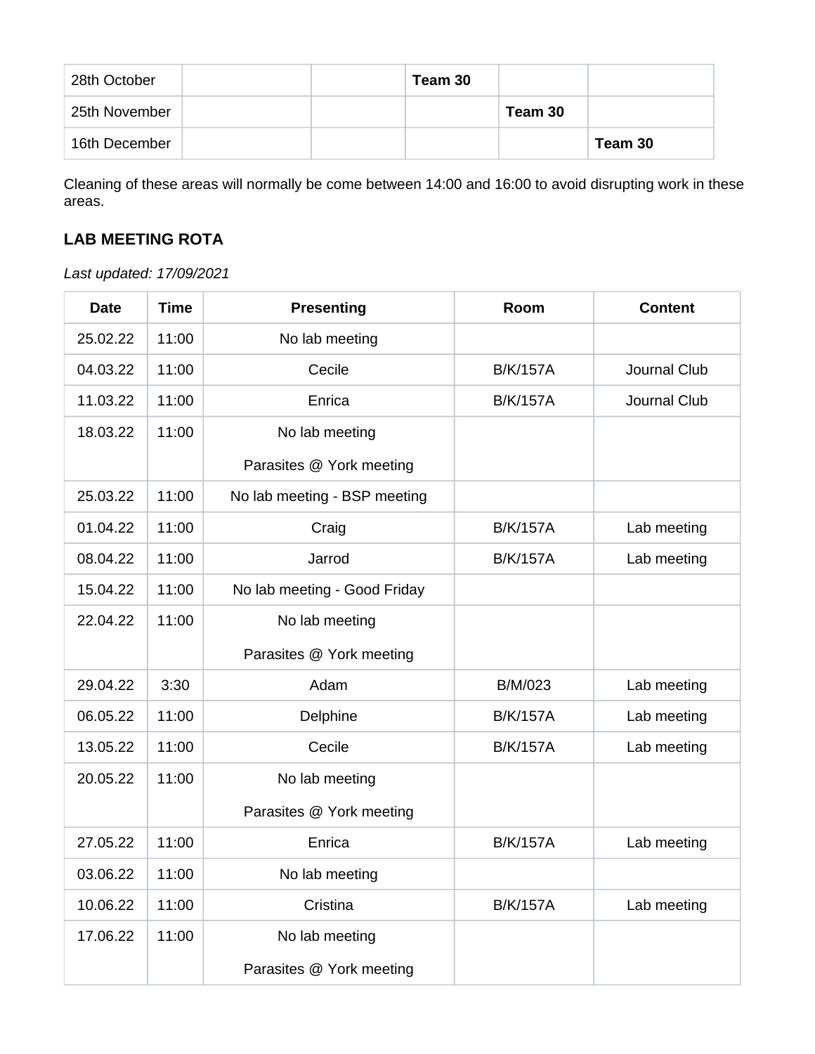| 28th October | | | **Team 30** | | |
|---|---|---|---|---|---|
| 25th November | | | | **Team 30** | |
| 16th December | | | | | **Team 30** |

Cleaning of these areas will normally be come between 14:00 and 16:00 to avoid disrupting work in these areas.

### LAB MEETING ROTA

*Last updated: 17/09/2021*

| Date | Time | Presenting | Room | Content |
|---|---|---|---|---|
| 25.02.22 | 11:00 | No lab meeting | | |
| 04.03.22 | 11:00 | Cecile | B/K/157A | Journal Club |
| 11.03.22 | 11:00 | Enrica | B/K/157A | Journal Club |
| 18.03.22 | 11:00 | No lab meeting<br>Parasites @ York meeting | | |
| 25.03.22 | 11:00 | No lab meeting - BSP meeting | | |
| 01.04.22 | 11:00 | Craig | B/K/157A | Lab meeting |
| 08.04.22 | 11:00 | Jarrod | B/K/157A | Lab meeting |
| 15.04.22 | 11:00 | No lab meeting - Good Friday | | |
| 22.04.22 | 11:00 | No lab meeting<br>Parasites @ York meeting | | |
| 29.04.22 | 3:30 | Adam | B/M/023 | Lab meeting |
| 06.05.22 | 11:00 | Delphine | B/K/157A | Lab meeting |
| 13.05.22 | 11:00 | Cecile | B/K/157A | Lab meeting |
| 20.05.22 | 11:00 | No lab meeting<br>Parasites @ York meeting | | |
| 27.05.22 | 11:00 | Enrica | B/K/157A | Lab meeting |
| 03.06.22 | 11:00 | No lab meeting | | |
| 10.06.22 | 11:00 | Cristina | B/K/157A | Lab meeting |
| 17.06.22 | 11:00 | No lab meeting<br>Parasites @ York meeting | | |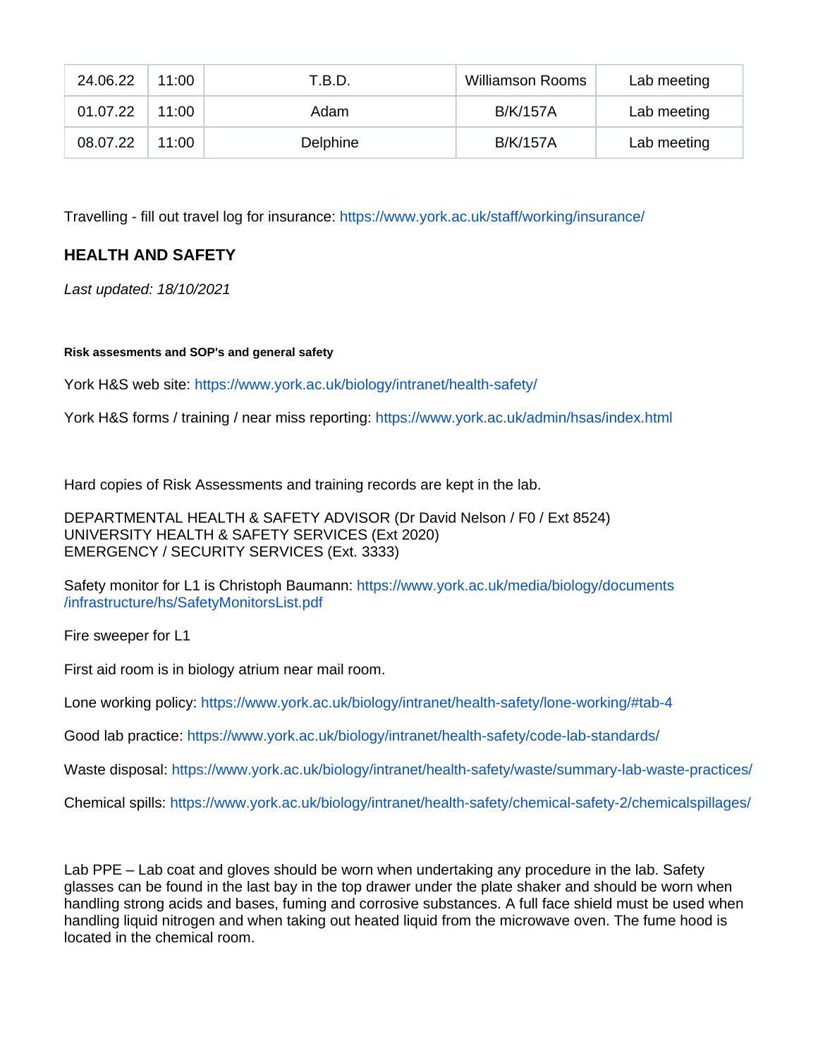| 24.06.22 | 11:00 | T.B.D. | Williamson Rooms | Lab meeting |
|---|---|---|---|---|
| 01.07.22 | 11:00 | Adam | B/K/157A | Lab meeting |
| 08.07.22 | 11:00 | Delphine | B/K/157A | Lab meeting |

Travelling - fill out travel log for insurance: https://www.york.ac.uk/staff/working/insurance/

## HEALTH AND SAFETY

*Last updated: 18/10/2021*

#### Risk assesments and SOP's and general safety

York H&S web site: https://www.york.ac.uk/biology/intranet/health-safety/

York H&S forms / training / near miss reporting: https://www.york.ac.uk/admin/hsas/index.html

Hard copies of Risk Assessments and training records are kept in the lab.

DEPARTMENTAL HEALTH & SAFETY ADVISOR (Dr David Nelson / F0 / Ext 8524)
UNIVERSITY HEALTH & SAFETY SERVICES (Ext 2020)
EMERGENCY / SECURITY SERVICES (Ext. 3333)

Safety monitor for L1 is Christoph Baumann: https://www.york.ac.uk/media/biology/documents/infrastructure/hs/SafetyMonitorsList.pdf

Fire sweeper for L1

First aid room is in biology atrium near mail room.

Lone working policy: https://www.york.ac.uk/biology/intranet/health-safety/lone-working/#tab-4

Good lab practice: https://www.york.ac.uk/biology/intranet/health-safety/code-lab-standards/

Waste disposal: https://www.york.ac.uk/biology/intranet/health-safety/waste/summary-lab-waste-practices/

Chemical spills: https://www.york.ac.uk/biology/intranet/health-safety/chemical-safety-2/chemicalspillages/

Lab PPE – Lab coat and gloves should be worn when undertaking any procedure in the lab. Safety glasses can be found in the last bay in the top drawer under the plate shaker and should be worn when handling strong acids and bases, fuming and corrosive substances. A full face shield must be used when handling liquid nitrogen and when taking out heated liquid from the microwave oven. The fume hood is located in the chemical room.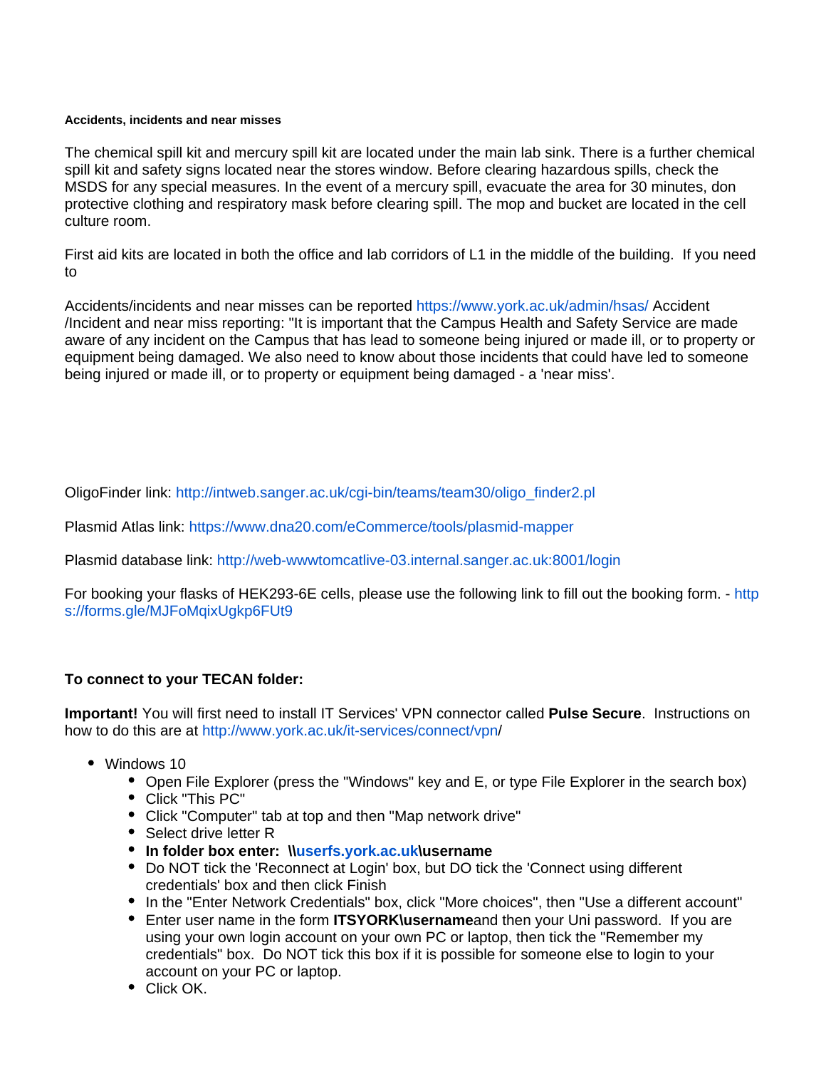**Accidents, incidents and near misses**

The chemical spill kit and mercury spill kit are located under the main lab sink. There is a further chemical spill kit and safety signs located near the stores window. Before clearing hazardous spills, check the MSDS for any special measures. In the event of a mercury spill, evacuate the area for 30 minutes, don protective clothing and respiratory mask before clearing spill. The mop and bucket are located in the cell culture room.

First aid kits are located in both the office and lab corridors of L1 in the middle of the building. If you need to

Accidents/incidents and near misses can be reported https://www.york.ac.uk/admin/hsas/ Accident /Incident and near miss reporting: "It is important that the Campus Health and Safety Service are made aware of any incident on the Campus that has lead to someone being injured or made ill, or to property or equipment being damaged. We also need to know about those incidents that could have led to someone being injured or made ill, or to property or equipment being damaged - a 'near miss'.

OligoFinder link: http://intweb.sanger.ac.uk/cgi-bin/teams/team30/oligo_finder2.pl

Plasmid Atlas link: https://www.dna20.com/eCommerce/tools/plasmid-mapper

Plasmid database link: http://web-wwwtomcatlive-03.internal.sanger.ac.uk:8001/login

For booking your flasks of HEK293-6E cells, please use the following link to fill out the booking form. - https://forms.gle/MJFoMqixUgkp6FUt9

**To connect to your TECAN folder:**

**Important!** You will first need to install IT Services' VPN connector called **Pulse Secure**. Instructions on how to do this are at http://www.york.ac.uk/it-services/connect/vpn/

- Windows 10
  - Open File Explorer (press the "Windows" key and E, or type File Explorer in the search box)
  - Click "This PC"
  - Click "Computer" tab at top and then "Map network drive"
  - Select drive letter R
  - **In folder box enter: \\userfs.york.ac.uk\username**
  - Do NOT tick the 'Reconnect at Login' box, but DO tick the 'Connect using different credentials' box and then click Finish
  - In the "Enter Network Credentials" box, click "More choices", then "Use a different account"
  - Enter user name in the form **ITSYORK\username**and then your Uni password. If you are using your own login account on your own PC or laptop, then tick the "Remember my credentials" box. Do NOT tick this box if it is possible for someone else to login to your account on your PC or laptop.
  - Click OK.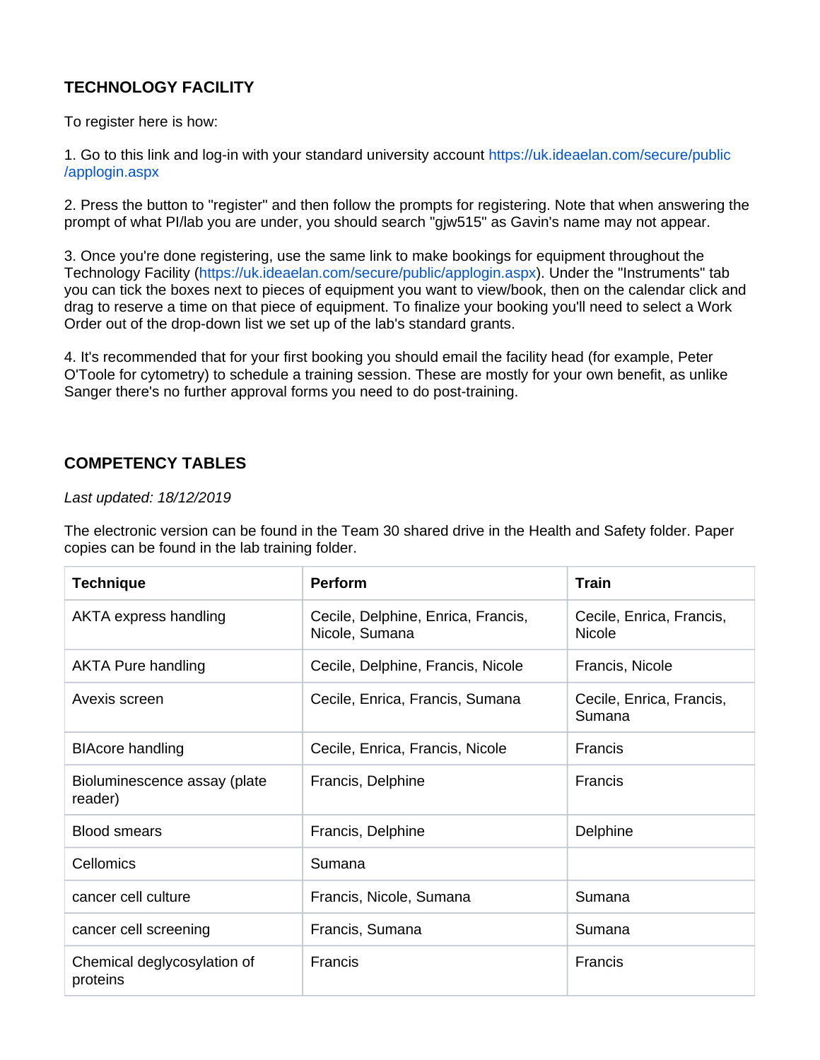## TECHNOLOGY FACILITY

To register here is how:

1. Go to this link and log-in with your standard university account https://uk.ideaelan.com/secure/public/applogin.aspx

2. Press the button to "register" and then follow the prompts for registering. Note that when answering the prompt of what PI/lab you are under, you should search "gjw515" as Gavin's name may not appear.

3. Once you're done registering, use the same link to make bookings for equipment throughout the Technology Facility (https://uk.ideaelan.com/secure/public/applogin.aspx). Under the "Instruments" tab you can tick the boxes next to pieces of equipment you want to view/book, then on the calendar click and drag to reserve a time on that piece of equipment. To finalize your booking you'll need to select a Work Order out of the drop-down list we set up of the lab's standard grants.

4. It's recommended that for your first booking you should email the facility head (for example, Peter O'Toole for cytometry) to schedule a training session. These are mostly for your own benefit, as unlike Sanger there's no further approval forms you need to do post-training.

## COMPETENCY TABLES

*Last updated: 18/12/2019*

The electronic version can be found in the Team 30 shared drive in the Health and Safety folder. Paper copies can be found in the lab training folder.

| Technique | Perform | Train |
|---|---|---|
| AKTA express handling | Cecile, Delphine, Enrica, Francis, Nicole, Sumana | Cecile, Enrica, Francis, Nicole |
| AKTA Pure handling | Cecile, Delphine, Francis, Nicole | Francis, Nicole |
| Avexis screen | Cecile, Enrica, Francis, Sumana | Cecile, Enrica, Francis, Sumana |
| BIAcore handling | Cecile, Enrica, Francis, Nicole | Francis |
| Bioluminescence assay (plate reader) | Francis, Delphine | Francis |
| Blood smears | Francis, Delphine | Delphine |
| Cellomics | Sumana | |
| cancer cell culture | Francis, Nicole, Sumana | Sumana |
| cancer cell screening | Francis, Sumana | Sumana |
| Chemical deglycosylation of proteins | Francis | Francis |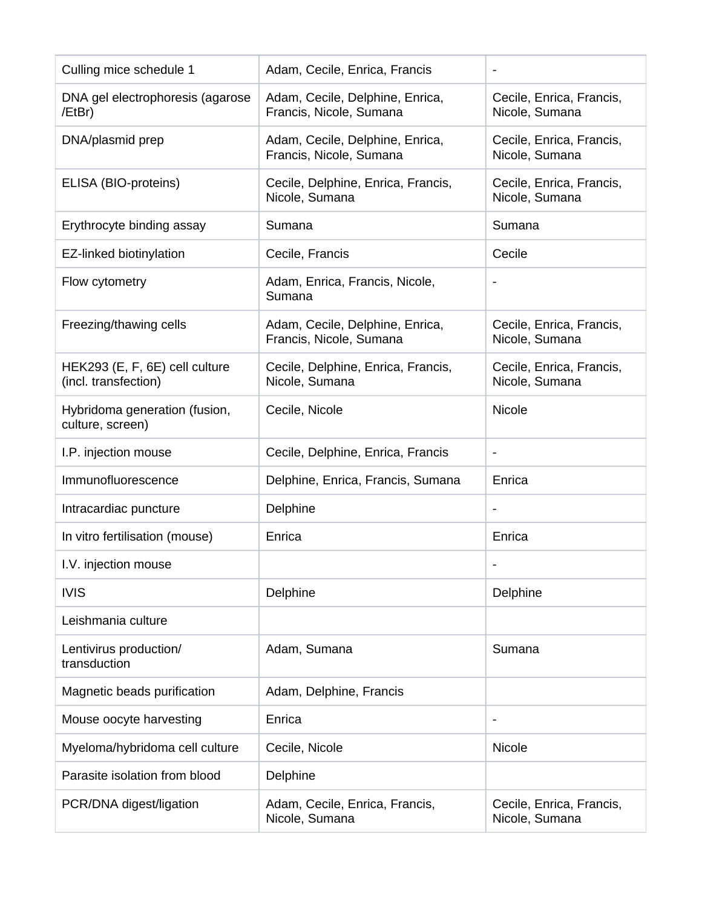| | | |
|---|---|---|
| Culling mice schedule 1 | Adam, Cecile, Enrica, Francis | - |
| DNA gel electrophoresis (agarose /EtBr) | Adam, Cecile, Delphine, Enrica, Francis, Nicole, Sumana | Cecile, Enrica, Francis, Nicole, Sumana |
| DNA/plasmid prep | Adam, Cecile, Delphine, Enrica, Francis, Nicole, Sumana | Cecile, Enrica, Francis, Nicole, Sumana |
| ELISA (BIO-proteins) | Cecile, Delphine, Enrica, Francis, Nicole, Sumana | Cecile, Enrica, Francis, Nicole, Sumana |
| Erythrocyte binding assay | Sumana | Sumana |
| EZ-linked biotinylation | Cecile, Francis | Cecile |
| Flow cytometry | Adam, Enrica, Francis, Nicole, Sumana | - |
| Freezing/thawing cells | Adam, Cecile, Delphine, Enrica, Francis, Nicole, Sumana | Cecile, Enrica, Francis, Nicole, Sumana |
| HEK293 (E, F, 6E) cell culture (incl. transfection) | Cecile, Delphine, Enrica, Francis, Nicole, Sumana | Cecile, Enrica, Francis, Nicole, Sumana |
| Hybridoma generation (fusion, culture, screen) | Cecile, Nicole | Nicole |
| I.P. injection mouse | Cecile, Delphine, Enrica, Francis | - |
| Immunofluorescence | Delphine, Enrica, Francis, Sumana | Enrica |
| Intracardiac puncture | Delphine | - |
| In vitro fertilisation (mouse) | Enrica | Enrica |
| I.V. injection mouse | | - |
| IVIS | Delphine | Delphine |
| Leishmania culture | | |
| Lentivirus production/ transduction | Adam, Sumana | Sumana |
| Magnetic beads purification | Adam, Delphine, Francis | |
| Mouse oocyte harvesting | Enrica | - |
| Myeloma/hybridoma cell culture | Cecile, Nicole | Nicole |
| Parasite isolation from blood | Delphine | |
| PCR/DNA digest/ligation | Adam, Cecile, Enrica, Francis, Nicole, Sumana | Cecile, Enrica, Francis, Nicole, Sumana |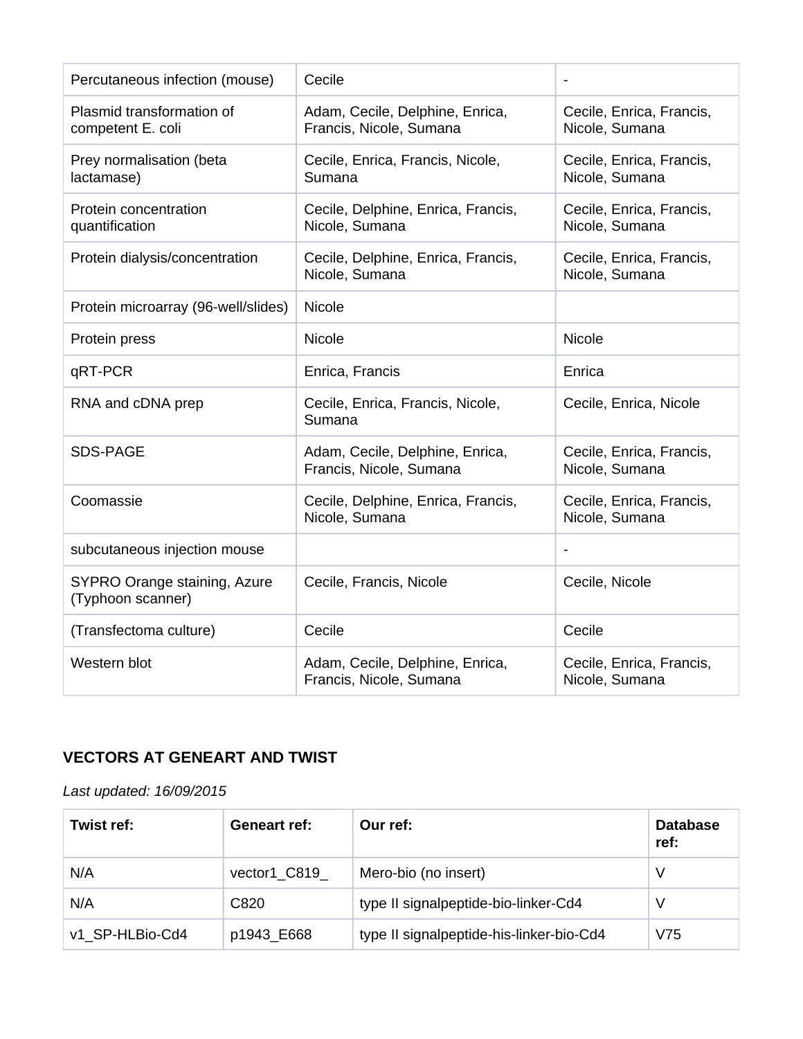| Percutaneous infection (mouse) | Cecile | - |
|---|---|---|
| Plasmid transformation of competent E. coli | Adam, Cecile, Delphine, Enrica, Francis, Nicole, Sumana | Cecile, Enrica, Francis, Nicole, Sumana |
| Prey normalisation (beta lactamase) | Cecile, Enrica, Francis, Nicole, Sumana | Cecile, Enrica, Francis, Nicole, Sumana |
| Protein concentration quantification | Cecile, Delphine, Enrica, Francis, Nicole, Sumana | Cecile, Enrica, Francis, Nicole, Sumana |
| Protein dialysis/concentration | Cecile, Delphine, Enrica, Francis, Nicole, Sumana | Cecile, Enrica, Francis, Nicole, Sumana |
| Protein microarray (96-well/slides) | Nicole | |
| Protein press | Nicole | Nicole |
| qRT-PCR | Enrica, Francis | Enrica |
| RNA and cDNA prep | Cecile, Enrica, Francis, Nicole, Sumana | Cecile, Enrica, Nicole |
| SDS-PAGE | Adam, Cecile, Delphine, Enrica, Francis, Nicole, Sumana | Cecile, Enrica, Francis, Nicole, Sumana |
| Coomassie | Cecile, Delphine, Enrica, Francis, Nicole, Sumana | Cecile, Enrica, Francis, Nicole, Sumana |
| subcutaneous injection mouse | | - |
| SYPRO Orange staining, Azure (Typhoon scanner) | Cecile, Francis, Nicole | Cecile, Nicole |
| (Transfectoma culture) | Cecile | Cecile |
| Western blot | Adam, Cecile, Delphine, Enrica, Francis, Nicole, Sumana | Cecile, Enrica, Francis, Nicole, Sumana |

## VECTORS AT GENEART AND TWIST

*Last updated: 16/09/2015*

| Twist ref: | Geneart ref: | Our ref: | Database ref: |
|---|---|---|---|
| N/A | vector1_C819_ | Mero-bio (no insert) | V |
| N/A | C820 | type II signalpeptide-bio-linker-Cd4 | V |
| v1_SP-HLBio-Cd4 | p1943_E668 | type II signalpeptide-his-linker-bio-Cd4 | V75 |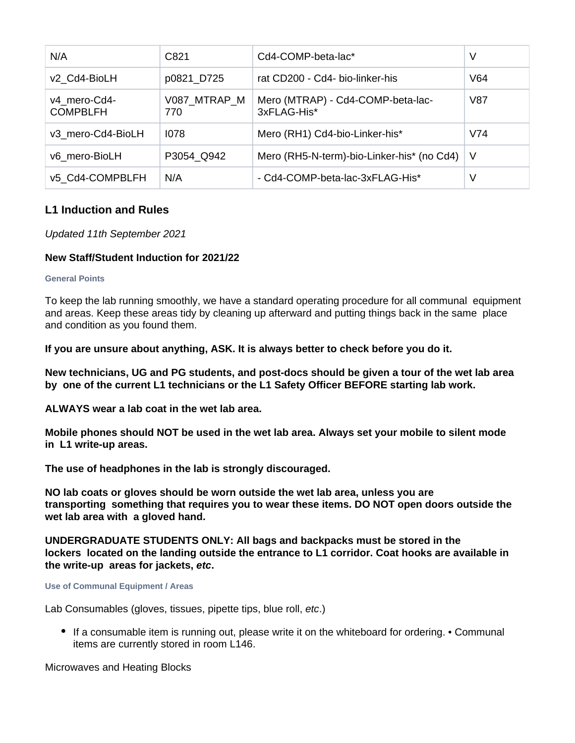| N/A | C821 | Cd4-COMP-beta-lac* | V |
|---|---|---|---|
| v2_Cd4-BioLH | p0821_D725 | rat CD200 - Cd4- bio-linker-his | V64 |
| v4_mero-Cd4-COMPBLFH | V087_MTRAP_M770 | Mero (MTRAP) - Cd4-COMP-beta-lac-3xFLAG-His* | V87 |
| v3_mero-Cd4-BioLH | I078 | Mero (RH1) Cd4-bio-Linker-his* | V74 |
| v6_mero-BioLH | P3054_Q942 | Mero (RH5-N-term)-bio-Linker-his* (no Cd4) | V |
| v5_Cd4-COMPBLFH | N/A | - Cd4-COMP-beta-lac-3xFLAG-His* | V |

## L1 Induction and Rules

*Updated 11th September 2021*

**New Staff/Student Induction for 2021/22**

#### General Points

To keep the lab running smoothly, we have a standard operating procedure for all communal equipment and areas. Keep these areas tidy by cleaning up afterward and putting things back in the same place and condition as you found them.

**If you are unsure about anything, ASK. It is always better to check before you do it.**

**New technicians, UG and PG students, and post-docs should be given a tour of the wet lab area by one of the current L1 technicians or the L1 Safety Officer BEFORE starting lab work.**

**ALWAYS wear a lab coat in the wet lab area.**

**Mobile phones should NOT be used in the wet lab area. Always set your mobile to silent mode in L1 write-up areas.**

**The use of headphones in the lab is strongly discouraged.**

**NO lab coats or gloves should be worn outside the wet lab area, unless you are transporting something that requires you to wear these items. DO NOT open doors outside the wet lab area with a gloved hand.**

**UNDERGRADUATE STUDENTS ONLY: All bags and backpacks must be stored in the lockers located on the landing outside the entrance to L1 corridor. Coat hooks are available in the write-up areas for jackets, *etc*.**

#### Use of Communal Equipment / Areas

Lab Consumables (gloves, tissues, pipette tips, blue roll, *etc*.)

- If a consumable item is running out, please write it on the whiteboard for ordering. • Communal items are currently stored in room L146.

Microwaves and Heating Blocks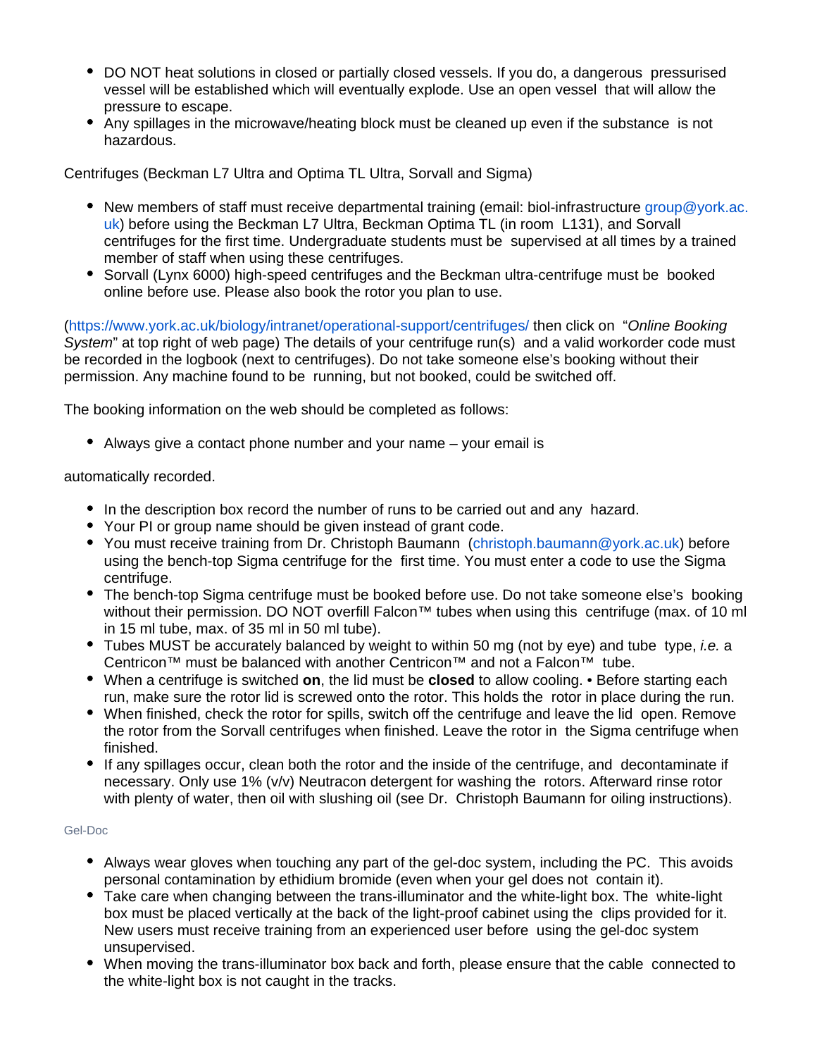- DO NOT heat solutions in closed or partially closed vessels. If you do, a dangerous pressurised vessel will be established which will eventually explode. Use an open vessel that will allow the pressure to escape.
- Any spillages in the microwave/heating block must be cleaned up even if the substance is not hazardous.

Centrifuges (Beckman L7 Ultra and Optima TL Ultra, Sorvall and Sigma)

- New members of staff must receive departmental training (email: biol-infrastructure group@york.ac.uk) before using the Beckman L7 Ultra, Beckman Optima TL (in room L131), and Sorvall centrifuges for the first time. Undergraduate students must be supervised at all times by a trained member of staff when using these centrifuges.
- Sorvall (Lynx 6000) high-speed centrifuges and the Beckman ultra-centrifuge must be booked online before use. Please also book the rotor you plan to use.

(https://www.york.ac.uk/biology/intranet/operational-support/centrifuges/ then click on "*Online Booking System*" at top right of web page) The details of your centrifuge run(s) and a valid workorder code must be recorded in the logbook (next to centrifuges). Do not take someone else's booking without their permission. Any machine found to be running, but not booked, could be switched off.

The booking information on the web should be completed as follows:

- Always give a contact phone number and your name – your email is

automatically recorded.

- In the description box record the number of runs to be carried out and any hazard.
- Your PI or group name should be given instead of grant code.
- You must receive training from Dr. Christoph Baumann (christoph.baumann@york.ac.uk) before using the bench-top Sigma centrifuge for the first time. You must enter a code to use the Sigma centrifuge.
- The bench-top Sigma centrifuge must be booked before use. Do not take someone else's booking without their permission. DO NOT overfill Falcon™ tubes when using this centrifuge (max. of 10 ml in 15 ml tube, max. of 35 ml in 50 ml tube).
- Tubes MUST be accurately balanced by weight to within 50 mg (not by eye) and tube type, *i.e.* a Centricon™ must be balanced with another Centricon™ and not a Falcon™ tube.
- When a centrifuge is switched **on**, the lid must be **closed** to allow cooling. • Before starting each run, make sure the rotor lid is screwed onto the rotor. This holds the rotor in place during the run.
- When finished, check the rotor for spills, switch off the centrifuge and leave the lid open. Remove the rotor from the Sorvall centrifuges when finished. Leave the rotor in the Sigma centrifuge when finished.
- If any spillages occur, clean both the rotor and the inside of the centrifuge, and decontaminate if necessary. Only use 1% (v/v) Neutracon detergent for washing the rotors. Afterward rinse rotor with plenty of water, then oil with slushing oil (see Dr. Christoph Baumann for oiling instructions).

Gel-Doc

- Always wear gloves when touching any part of the gel-doc system, including the PC. This avoids personal contamination by ethidium bromide (even when your gel does not contain it).
- Take care when changing between the trans-illuminator and the white-light box. The white-light box must be placed vertically at the back of the light-proof cabinet using the clips provided for it. New users must receive training from an experienced user before using the gel-doc system unsupervised.
- When moving the trans-illuminator box back and forth, please ensure that the cable connected to the white-light box is not caught in the tracks.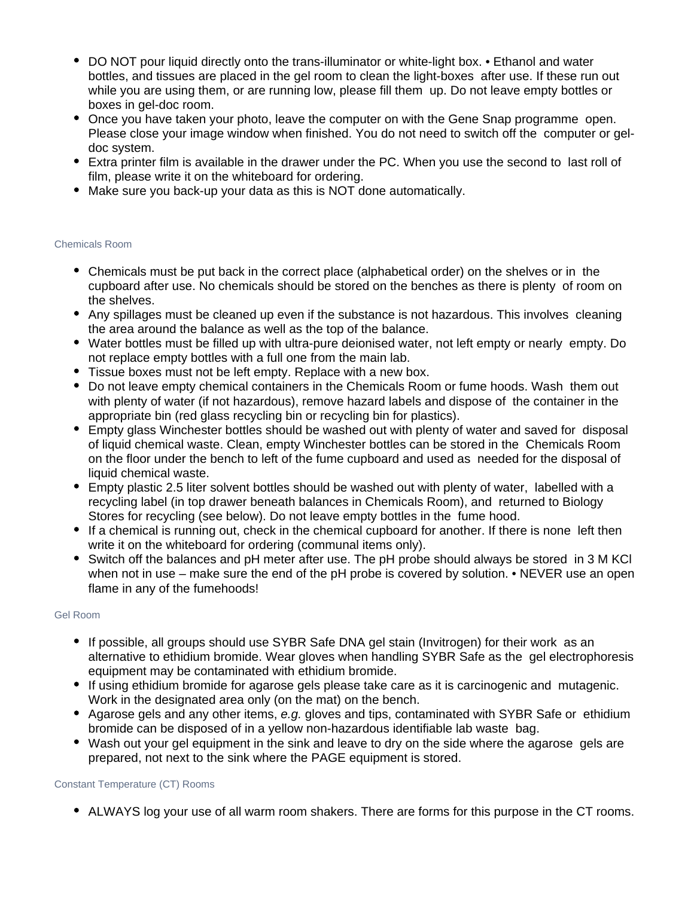- DO NOT pour liquid directly onto the trans-illuminator or white-light box. • Ethanol and water bottles, and tissues are placed in the gel room to clean the light-boxes after use. If these run out while you are using them, or are running low, please fill them up. Do not leave empty bottles or boxes in gel-doc room.
- Once you have taken your photo, leave the computer on with the Gene Snap programme open. Please close your image window when finished. You do not need to switch off the computer or gel-doc system.
- Extra printer film is available in the drawer under the PC. When you use the second to last roll of film, please write it on the whiteboard for ordering.
- Make sure you back-up your data as this is NOT done automatically.

### Chemicals Room

- Chemicals must be put back in the correct place (alphabetical order) on the shelves or in the cupboard after use. No chemicals should be stored on the benches as there is plenty of room on the shelves.
- Any spillages must be cleaned up even if the substance is not hazardous. This involves cleaning the area around the balance as well as the top of the balance.
- Water bottles must be filled up with ultra-pure deionised water, not left empty or nearly empty. Do not replace empty bottles with a full one from the main lab.
- Tissue boxes must not be left empty. Replace with a new box.
- Do not leave empty chemical containers in the Chemicals Room or fume hoods. Wash them out with plenty of water (if not hazardous), remove hazard labels and dispose of the container in the appropriate bin (red glass recycling bin or recycling bin for plastics).
- Empty glass Winchester bottles should be washed out with plenty of water and saved for disposal of liquid chemical waste. Clean, empty Winchester bottles can be stored in the Chemicals Room on the floor under the bench to left of the fume cupboard and used as needed for the disposal of liquid chemical waste.
- Empty plastic 2.5 liter solvent bottles should be washed out with plenty of water, labelled with a recycling label (in top drawer beneath balances in Chemicals Room), and returned to Biology Stores for recycling (see below). Do not leave empty bottles in the fume hood.
- If a chemical is running out, check in the chemical cupboard for another. If there is none left then write it on the whiteboard for ordering (communal items only).
- Switch off the balances and pH meter after use. The pH probe should always be stored in 3 M KCl when not in use – make sure the end of the pH probe is covered by solution. • NEVER use an open flame in any of the fumehoods!

### Gel Room

- If possible, all groups should use SYBR Safe DNA gel stain (Invitrogen) for their work as an alternative to ethidium bromide. Wear gloves when handling SYBR Safe as the gel electrophoresis equipment may be contaminated with ethidium bromide.
- If using ethidium bromide for agarose gels please take care as it is carcinogenic and mutagenic. Work in the designated area only (on the mat) on the bench.
- Agarose gels and any other items, *e.g.* gloves and tips, contaminated with SYBR Safe or ethidium bromide can be disposed of in a yellow non-hazardous identifiable lab waste bag.
- Wash out your gel equipment in the sink and leave to dry on the side where the agarose gels are prepared, not next to the sink where the PAGE equipment is stored.

### Constant Temperature (CT) Rooms

- ALWAYS log your use of all warm room shakers. There are forms for this purpose in the CT rooms.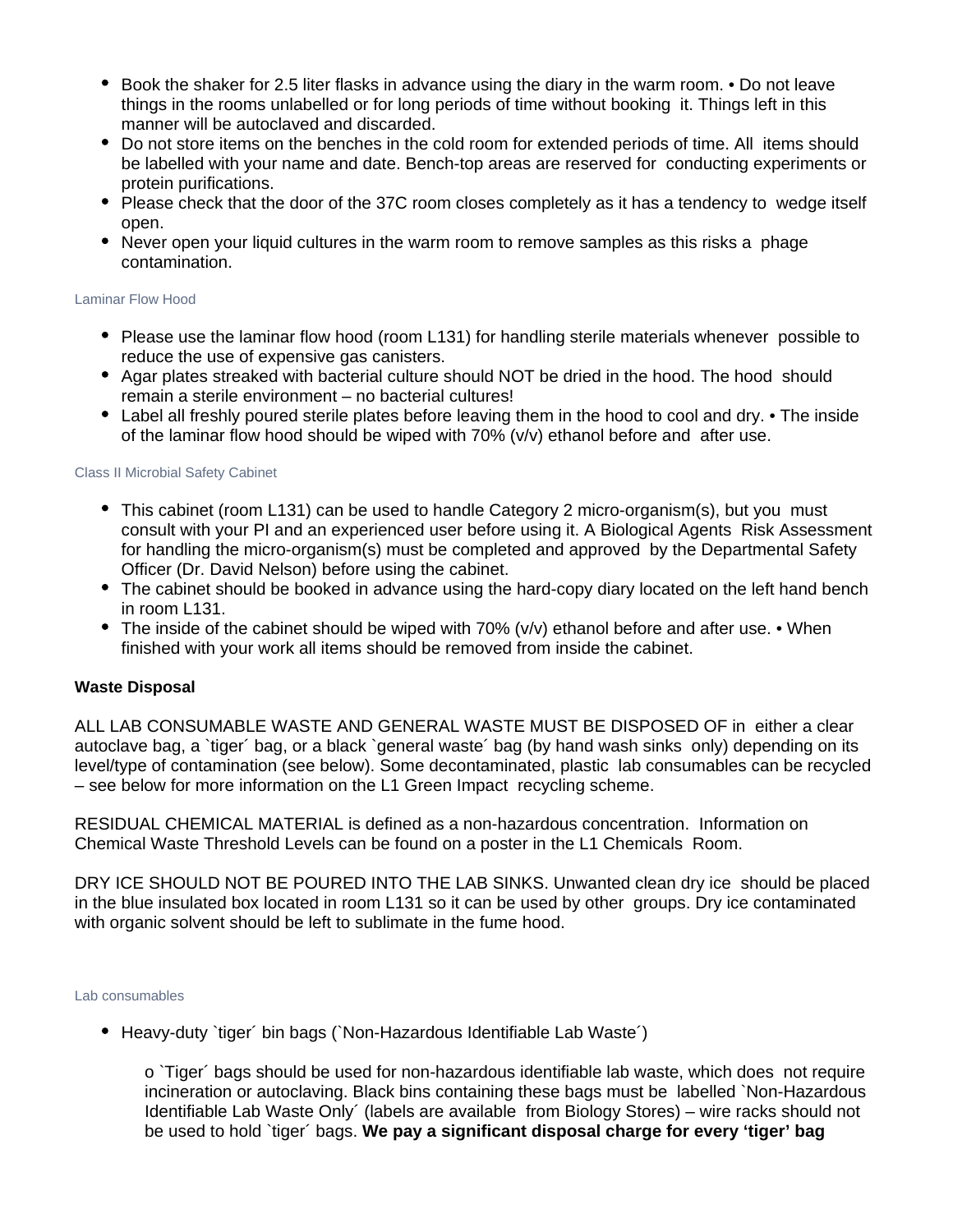- Book the shaker for 2.5 liter flasks in advance using the diary in the warm room. • Do not leave things in the rooms unlabelled or for long periods of time without booking it. Things left in this manner will be autoclaved and discarded.
- Do not store items on the benches in the cold room for extended periods of time. All items should be labelled with your name and date. Bench-top areas are reserved for conducting experiments or protein purifications.
- Please check that the door of the 37C room closes completely as it has a tendency to wedge itself open.
- Never open your liquid cultures in the warm room to remove samples as this risks a phage contamination.

#### Laminar Flow Hood

- Please use the laminar flow hood (room L131) for handling sterile materials whenever possible to reduce the use of expensive gas canisters.
- Agar plates streaked with bacterial culture should NOT be dried in the hood. The hood should remain a sterile environment – no bacterial cultures!
- Label all freshly poured sterile plates before leaving them in the hood to cool and dry. • The inside of the laminar flow hood should be wiped with 70% (v/v) ethanol before and after use.

#### Class II Microbial Safety Cabinet

- This cabinet (room L131) can be used to handle Category 2 micro-organism(s), but you must consult with your PI and an experienced user before using it. A Biological Agents Risk Assessment for handling the micro-organism(s) must be completed and approved by the Departmental Safety Officer (Dr. David Nelson) before using the cabinet.
- The cabinet should be booked in advance using the hard-copy diary located on the left hand bench in room L131.
- The inside of the cabinet should be wiped with 70% (v/v) ethanol before and after use. • When finished with your work all items should be removed from inside the cabinet.

### Waste Disposal

ALL LAB CONSUMABLE WASTE AND GENERAL WASTE MUST BE DISPOSED OF in either a clear autoclave bag, a `tiger´ bag, or a black `general waste´ bag (by hand wash sinks only) depending on its level/type of contamination (see below). Some decontaminated, plastic lab consumables can be recycled – see below for more information on the L1 Green Impact recycling scheme.

RESIDUAL CHEMICAL MATERIAL is defined as a non-hazardous concentration. Information on Chemical Waste Threshold Levels can be found on a poster in the L1 Chemicals Room.

DRY ICE SHOULD NOT BE POURED INTO THE LAB SINKS. Unwanted clean dry ice should be placed in the blue insulated box located in room L131 so it can be used by other groups. Dry ice contaminated with organic solvent should be left to sublimate in the fume hood.

#### Lab consumables

- Heavy-duty `tiger´ bin bags (`Non-Hazardous Identifiable Lab Waste´)

  o `Tiger´ bags should be used for non-hazardous identifiable lab waste, which does not require incineration or autoclaving. Black bins containing these bags must be labelled `Non-Hazardous Identifiable Lab Waste Only´ (labels are available from Biology Stores) – wire racks should not be used to hold `tiger´ bags. **We pay a significant disposal charge for every 'tiger' bag**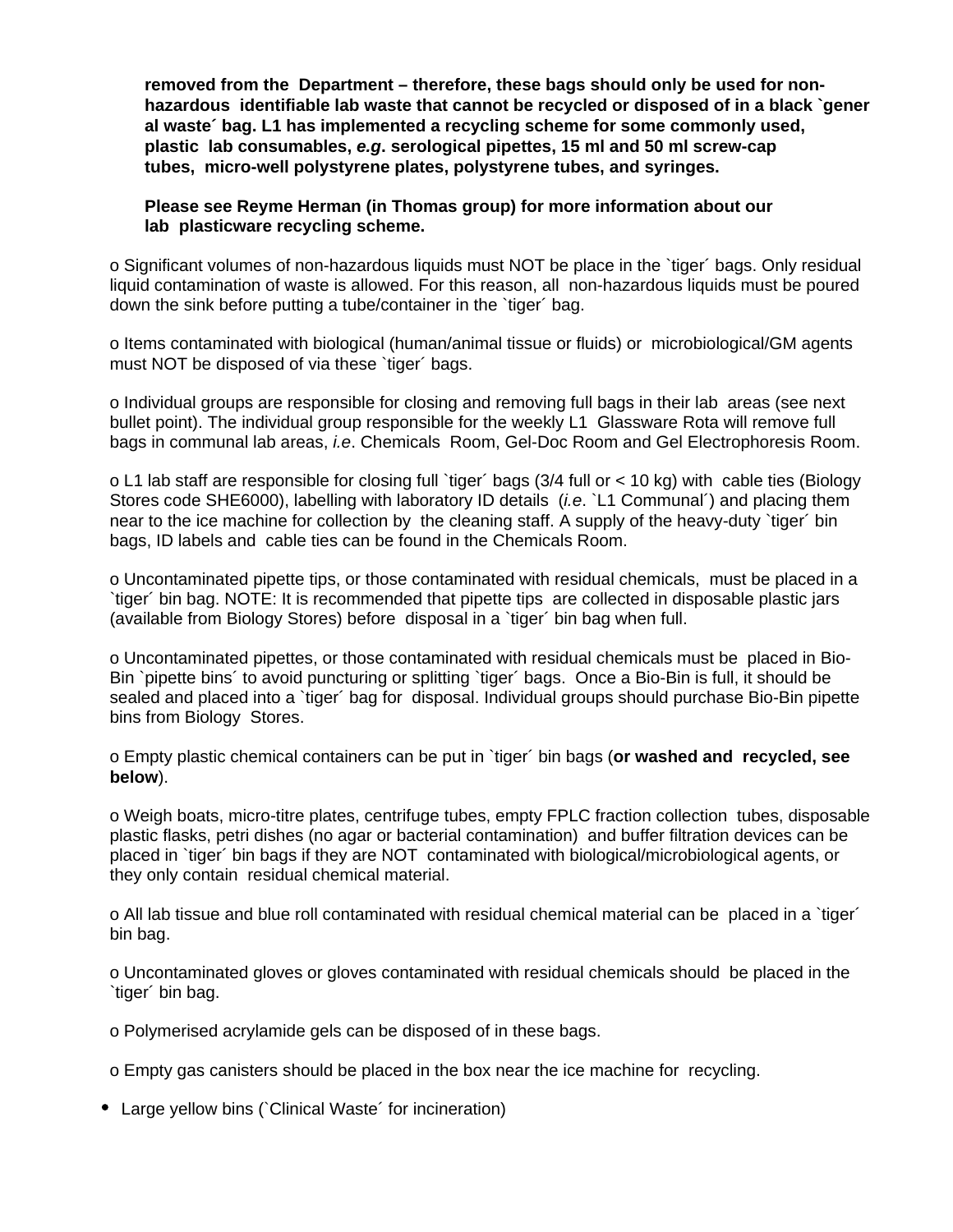**removed from the Department – therefore, these bags should only be used for non-hazardous identifiable lab waste that cannot be recycled or disposed of in a black `general waste´ bag. L1 has implemented a recycling scheme for some commonly used, plastic lab consumables, *e.g*. serological pipettes, 15 ml and 50 ml screw-cap tubes, micro-well polystyrene plates, polystyrene tubes, and syringes.**

**Please see Reyme Herman (in Thomas group) for more information about our lab plasticware recycling scheme.**

o Significant volumes of non-hazardous liquids must NOT be place in the `tiger´ bags. Only residual liquid contamination of waste is allowed. For this reason, all non-hazardous liquids must be poured down the sink before putting a tube/container in the `tiger´ bag.

o Items contaminated with biological (human/animal tissue or fluids) or microbiological/GM agents must NOT be disposed of via these `tiger´ bags.

o Individual groups are responsible for closing and removing full bags in their lab areas (see next bullet point). The individual group responsible for the weekly L1 Glassware Rota will remove full bags in communal lab areas, *i.e*. Chemicals Room, Gel-Doc Room and Gel Electrophoresis Room.

o L1 lab staff are responsible for closing full `tiger´ bags (3/4 full or < 10 kg) with cable ties (Biology Stores code SHE6000), labelling with laboratory ID details (*i.e*. `L1 Communal´) and placing them near to the ice machine for collection by the cleaning staff. A supply of the heavy-duty `tiger´ bin bags, ID labels and cable ties can be found in the Chemicals Room.

o Uncontaminated pipette tips, or those contaminated with residual chemicals, must be placed in a `tiger´ bin bag. NOTE: It is recommended that pipette tips are collected in disposable plastic jars (available from Biology Stores) before disposal in a `tiger´ bin bag when full.

o Uncontaminated pipettes, or those contaminated with residual chemicals must be placed in Bio-Bin `pipette bins´ to avoid puncturing or splitting `tiger´ bags. Once a Bio-Bin is full, it should be sealed and placed into a `tiger´ bag for disposal. Individual groups should purchase Bio-Bin pipette bins from Biology Stores.

o Empty plastic chemical containers can be put in `tiger´ bin bags (**or washed and recycled, see below**).

o Weigh boats, micro-titre plates, centrifuge tubes, empty FPLC fraction collection tubes, disposable plastic flasks, petri dishes (no agar or bacterial contamination) and buffer filtration devices can be placed in `tiger´ bin bags if they are NOT contaminated with biological/microbiological agents, or they only contain residual chemical material.

o All lab tissue and blue roll contaminated with residual chemical material can be placed in a `tiger´ bin bag.

o Uncontaminated gloves or gloves contaminated with residual chemicals should be placed in the `tiger´ bin bag.

o Polymerised acrylamide gels can be disposed of in these bags.

o Empty gas canisters should be placed in the box near the ice machine for recycling.

- Large yellow bins (`Clinical Waste´ for incineration)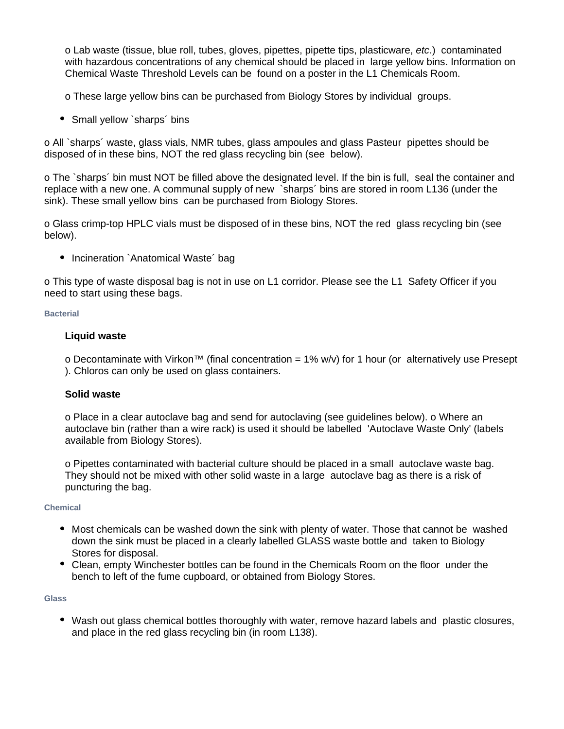o Lab waste (tissue, blue roll, tubes, gloves, pipettes, pipette tips, plasticware, *etc*.) contaminated with hazardous concentrations of any chemical should be placed in large yellow bins. Information on Chemical Waste Threshold Levels can be found on a poster in the L1 Chemicals Room.

o These large yellow bins can be purchased from Biology Stores by individual groups.

- Small yellow `sharps´ bins

o All `sharps´ waste, glass vials, NMR tubes, glass ampoules and glass Pasteur pipettes should be disposed of in these bins, NOT the red glass recycling bin (see below).

o The `sharps´ bin must NOT be filled above the designated level. If the bin is full, seal the container and replace with a new one. A communal supply of new `sharps´ bins are stored in room L136 (under the sink). These small yellow bins can be purchased from Biology Stores.

o Glass crimp-top HPLC vials must be disposed of in these bins, NOT the red glass recycling bin (see below).

- Incineration `Anatomical Waste´ bag

o This type of waste disposal bag is not in use on L1 corridor. Please see the L1 Safety Officer if you need to start using these bags.

#### Bacterial

**Liquid waste**

o Decontaminate with Virkon™ (final concentration = 1% w/v) for 1 hour (or alternatively use Presept ). Chloros can only be used on glass containers.

**Solid waste**

o Place in a clear autoclave bag and send for autoclaving (see guidelines below). o Where an autoclave bin (rather than a wire rack) is used it should be labelled 'Autoclave Waste Only' (labels available from Biology Stores).

o Pipettes contaminated with bacterial culture should be placed in a small autoclave waste bag. They should not be mixed with other solid waste in a large autoclave bag as there is a risk of puncturing the bag.

#### Chemical

- Most chemicals can be washed down the sink with plenty of water. Those that cannot be washed down the sink must be placed in a clearly labelled GLASS waste bottle and taken to Biology Stores for disposal.
- Clean, empty Winchester bottles can be found in the Chemicals Room on the floor under the bench to left of the fume cupboard, or obtained from Biology Stores.

#### Glass

- Wash out glass chemical bottles thoroughly with water, remove hazard labels and plastic closures, and place in the red glass recycling bin (in room L138).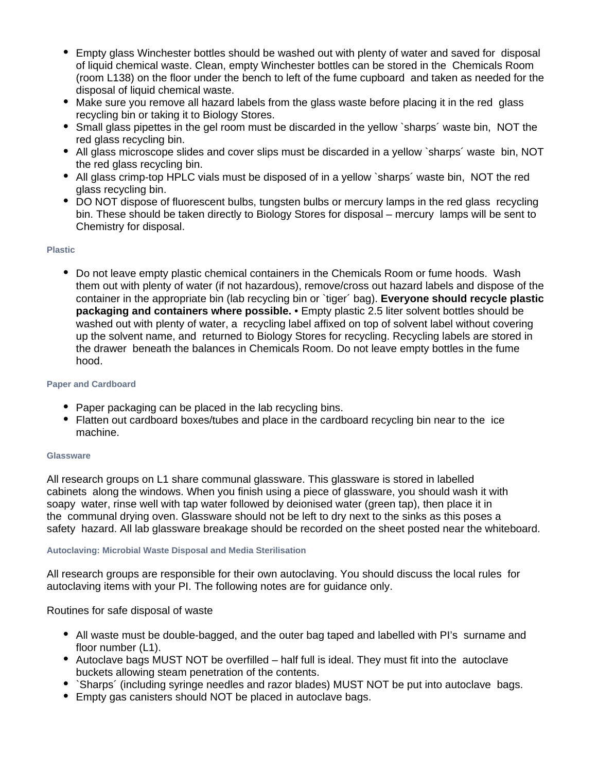- Empty glass Winchester bottles should be washed out with plenty of water and saved for disposal of liquid chemical waste. Clean, empty Winchester bottles can be stored in the Chemicals Room (room L138) on the floor under the bench to left of the fume cupboard and taken as needed for the disposal of liquid chemical waste.
- Make sure you remove all hazard labels from the glass waste before placing it in the red glass recycling bin or taking it to Biology Stores.
- Small glass pipettes in the gel room must be discarded in the yellow `sharps´ waste bin, NOT the red glass recycling bin.
- All glass microscope slides and cover slips must be discarded in a yellow `sharps´ waste bin, NOT the red glass recycling bin.
- All glass crimp-top HPLC vials must be disposed of in a yellow `sharps´ waste bin, NOT the red glass recycling bin.
- DO NOT dispose of fluorescent bulbs, tungsten bulbs or mercury lamps in the red glass recycling bin. These should be taken directly to Biology Stores for disposal – mercury lamps will be sent to Chemistry for disposal.

#### Plastic

- Do not leave empty plastic chemical containers in the Chemicals Room or fume hoods. Wash them out with plenty of water (if not hazardous), remove/cross out hazard labels and dispose of the container in the appropriate bin (lab recycling bin or `tiger´ bag). **Everyone should recycle plastic packaging and containers where possible.** • Empty plastic 2.5 liter solvent bottles should be washed out with plenty of water, a recycling label affixed on top of solvent label without covering up the solvent name, and returned to Biology Stores for recycling. Recycling labels are stored in the drawer beneath the balances in Chemicals Room. Do not leave empty bottles in the fume hood.

#### Paper and Cardboard

- Paper packaging can be placed in the lab recycling bins.
- Flatten out cardboard boxes/tubes and place in the cardboard recycling bin near to the ice machine.

#### Glassware

All research groups on L1 share communal glassware. This glassware is stored in labelled cabinets along the windows. When you finish using a piece of glassware, you should wash it with soapy water, rinse well with tap water followed by deionised water (green tap), then place it in the communal drying oven. Glassware should not be left to dry next to the sinks as this poses a safety hazard. All lab glassware breakage should be recorded on the sheet posted near the whiteboard.

#### Autoclaving: Microbial Waste Disposal and Media Sterilisation

All research groups are responsible for their own autoclaving. You should discuss the local rules for autoclaving items with your PI. The following notes are for guidance only.

Routines for safe disposal of waste

- All waste must be double-bagged, and the outer bag taped and labelled with PI's surname and floor number (L1).
- Autoclave bags MUST NOT be overfilled – half full is ideal. They must fit into the autoclave buckets allowing steam penetration of the contents.
- `Sharps´ (including syringe needles and razor blades) MUST NOT be put into autoclave bags.
- Empty gas canisters should NOT be placed in autoclave bags.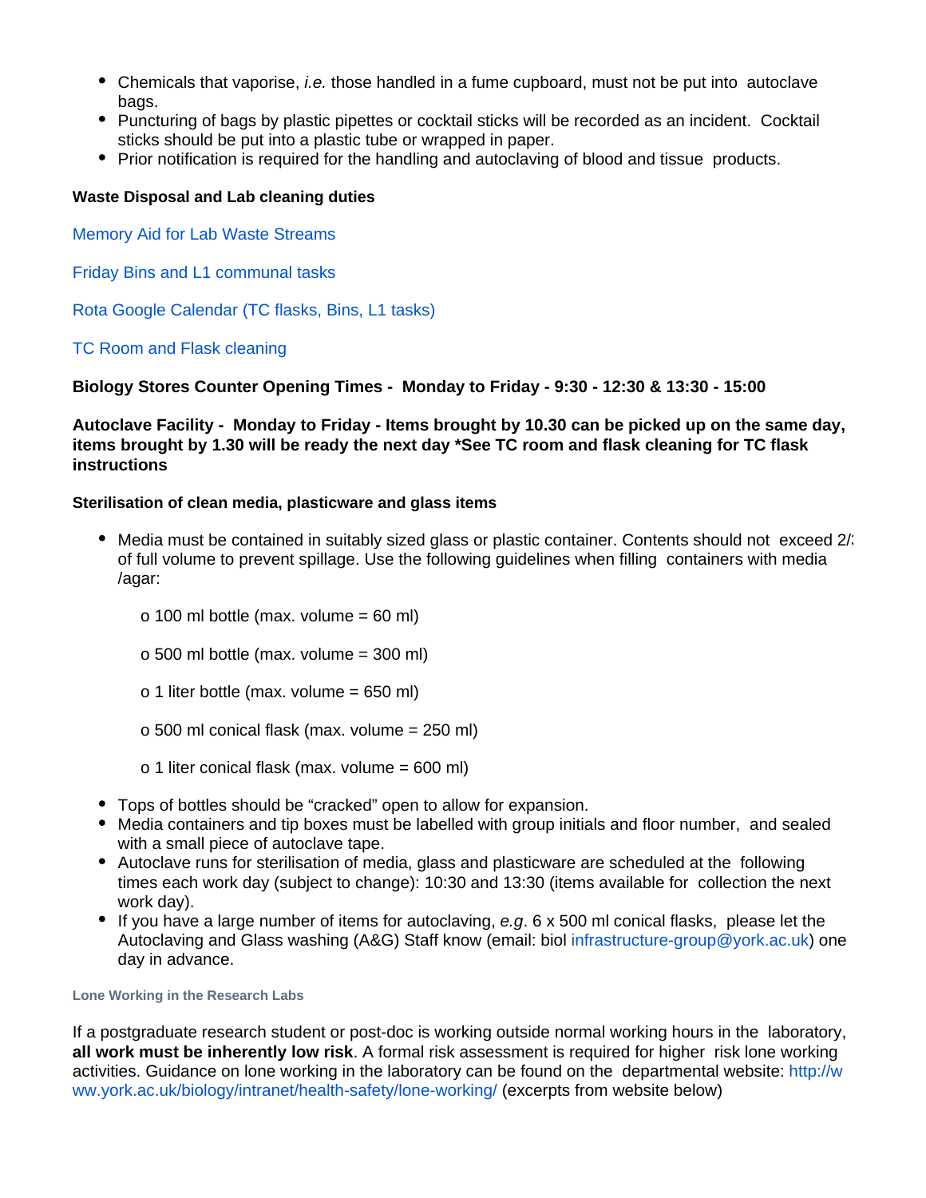- Chemicals that vaporise, *i.e.* those handled in a fume cupboard, must not be put into autoclave bags.
- Puncturing of bags by plastic pipettes or cocktail sticks will be recorded as an incident. Cocktail sticks should be put into a plastic tube or wrapped in paper.
- Prior notification is required for the handling and autoclaving of blood and tissue products.

**Waste Disposal and Lab cleaning duties**

Memory Aid for Lab Waste Streams

Friday Bins and L1 communal tasks

Rota Google Calendar (TC flasks, Bins, L1 tasks)

TC Room and Flask cleaning

**Biology Stores Counter Opening Times - Monday to Friday - 9:30 - 12:30 & 13:30 - 15:00**

**Autoclave Facility - Monday to Friday - Items brought by 10.30 can be picked up on the same day, items brought by 1.30 will be ready the next day *See TC room and flask cleaning for TC flask instructions**

**Sterilisation of clean media, plasticware and glass items**

- Media must be contained in suitably sized glass or plastic container. Contents should not exceed 2/3 of full volume to prevent spillage. Use the following guidelines when filling containers with media /agar:

  o 100 ml bottle (max. volume = 60 ml)

  o 500 ml bottle (max. volume = 300 ml)

  o 1 liter bottle (max. volume = 650 ml)

  o 500 ml conical flask (max. volume = 250 ml)

  o 1 liter conical flask (max. volume = 600 ml)

- Tops of bottles should be “cracked” open to allow for expansion.
- Media containers and tip boxes must be labelled with group initials and floor number, and sealed with a small piece of autoclave tape.
- Autoclave runs for sterilisation of media, glass and plasticware are scheduled at the following times each work day (subject to change): 10:30 and 13:30 (items available for collection the next work day).
- If you have a large number of items for autoclaving, *e.g*. 6 x 500 ml conical flasks, please let the Autoclaving and Glass washing (A&G) Staff know (email: biol infrastructure-group@york.ac.uk) one day in advance.

#### Lone Working in the Research Labs

If a postgraduate research student or post-doc is working outside normal working hours in the laboratory, **all work must be inherently low risk**. A formal risk assessment is required for higher risk lone working activities. Guidance on lone working in the laboratory can be found on the departmental website: http://www.york.ac.uk/biology/intranet/health-safety/lone-working/ (excerpts from website below)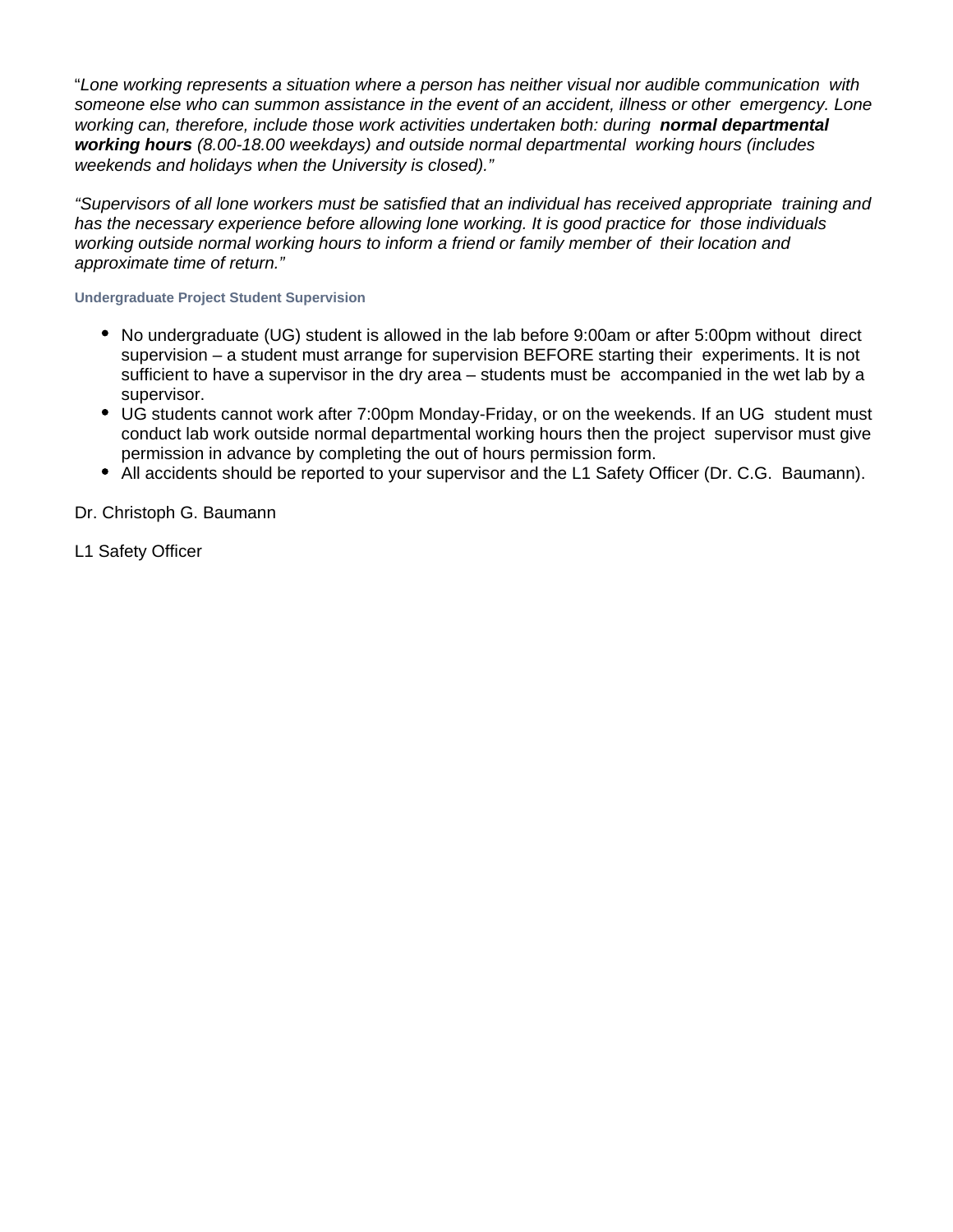"*Lone working represents a situation where a person has neither visual nor audible communication with someone else who can summon assistance in the event of an accident, illness or other emergency. Lone working can, therefore, include those work activities undertaken both: during* ***normal departmental working hours*** *(8.00-18.00 weekdays) and outside normal departmental working hours (includes weekends and holidays when the University is closed).*"

"*Supervisors of all lone workers must be satisfied that an individual has received appropriate training and has the necessary experience before allowing lone working. It is good practice for those individuals working outside normal working hours to inform a friend or family member of their location and approximate time of return.*"

#### Undergraduate Project Student Supervision

- No undergraduate (UG) student is allowed in the lab before 9:00am or after 5:00pm without direct supervision – a student must arrange for supervision BEFORE starting their experiments. It is not sufficient to have a supervisor in the dry area – students must be accompanied in the wet lab by a supervisor.
- UG students cannot work after 7:00pm Monday-Friday, or on the weekends. If an UG student must conduct lab work outside normal departmental working hours then the project supervisor must give permission in advance by completing the out of hours permission form.
- All accidents should be reported to your supervisor and the L1 Safety Officer (Dr. C.G. Baumann).

Dr. Christoph G. Baumann

L1 Safety Officer